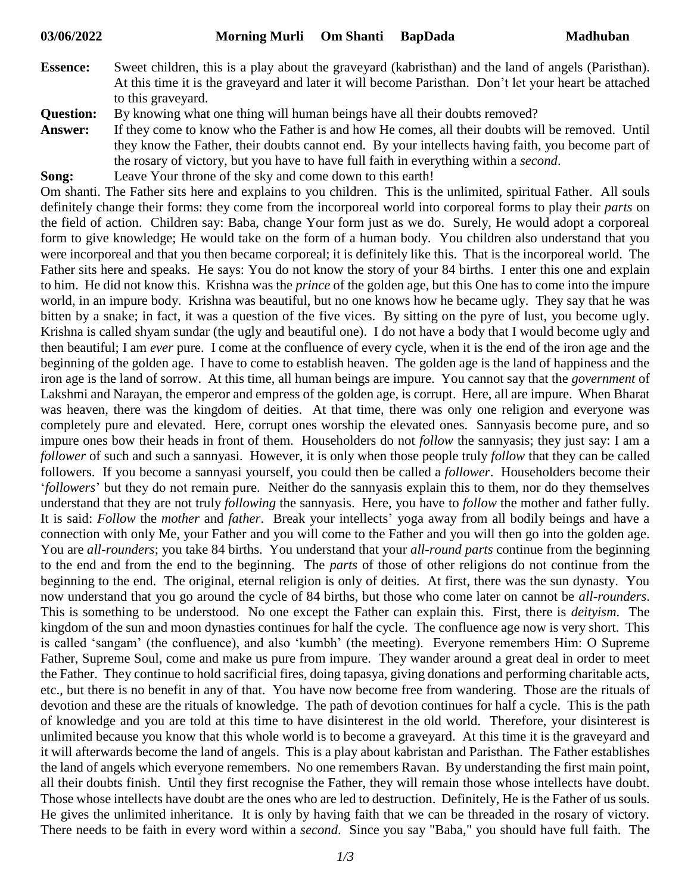**03/06/2022 Morning Murli Om Shanti BapDada Madhuban**

**Essence:** Sweet children, this is a play about the graveyard (kabristhan) and the land of angels (Paristhan). At this time it is the graveyard and later it will become Paristhan. Don't let your heart be attached to this graveyard.

**Question:** By knowing what one thing will human beings have all their doubts removed?

**Answer:** If they come to know who the Father is and how He comes, all their doubts will be removed. Until they know the Father, their doubts cannot end. By your intellects having faith, you become part of the rosary of victory, but you have to have full faith in everything within a *second*.

**Song:** Leave Your throne of the sky and come down to this earth!

Om shanti. The Father sits here and explains to you children. This is the unlimited, spiritual Father. All souls definitely change their forms: they come from the incorporeal world into corporeal forms to play their *parts* on the field of action. Children say: Baba, change Your form just as we do. Surely, He would adopt a corporeal form to give knowledge; He would take on the form of a human body. You children also understand that you were incorporeal and that you then became corporeal; it is definitely like this. That is the incorporeal world. The Father sits here and speaks. He says: You do not know the story of your 84 births. I enter this one and explain to him. He did not know this. Krishna was the *prince* of the golden age, but this One has to come into the impure world, in an impure body. Krishna was beautiful, but no one knows how he became ugly. They say that he was bitten by a snake; in fact, it was a question of the five vices. By sitting on the pyre of lust, you become ugly. Krishna is called shyam sundar (the ugly and beautiful one). I do not have a body that I would become ugly and then beautiful; I am *ever* pure. I come at the confluence of every cycle, when it is the end of the iron age and the beginning of the golden age. I have to come to establish heaven. The golden age is the land of happiness and the iron age is the land of sorrow. At this time, all human beings are impure. You cannot say that the *government* of Lakshmi and Narayan, the emperor and empress of the golden age, is corrupt. Here, all are impure. When Bharat was heaven, there was the kingdom of deities. At that time, there was only one religion and everyone was completely pure and elevated. Here, corrupt ones worship the elevated ones. Sannyasis become pure, and so impure ones bow their heads in front of them. Householders do not *follow* the sannyasis; they just say: I am a *follower* of such and such a sannyasi. However, it is only when those people truly *follow* that they can be called followers. If you become a sannyasi yourself, you could then be called a *follower*. Householders become their '*followers*' but they do not remain pure. Neither do the sannyasis explain this to them, nor do they themselves understand that they are not truly *following* the sannyasis. Here, you have to *follow* the mother and father fully. It is said: *Follow* the *mother* and *father*. Break your intellects' yoga away from all bodily beings and have a connection with only Me, your Father and you will come to the Father and you will then go into the golden age. You are *all-rounders*; you take 84 births. You understand that your *all-round parts* continue from the beginning to the end and from the end to the beginning. The *parts* of those of other religions do not continue from the beginning to the end. The original, eternal religion is only of deities. At first, there was the sun dynasty. You now understand that you go around the cycle of 84 births, but those who come later on cannot be *all-rounders*. This is something to be understood. No one except the Father can explain this. First, there is *deityism*. The kingdom of the sun and moon dynasties continues for half the cycle. The confluence age now is very short. This is called 'sangam' (the confluence), and also 'kumbh' (the meeting). Everyone remembers Him: O Supreme Father, Supreme Soul, come and make us pure from impure. They wander around a great deal in order to meet the Father. They continue to hold sacrificial fires, doing tapasya, giving donations and performing charitable acts, etc., but there is no benefit in any of that. You have now become free from wandering. Those are the rituals of devotion and these are the rituals of knowledge. The path of devotion continues for half a cycle. This is the path of knowledge and you are told at this time to have disinterest in the old world. Therefore, your disinterest is unlimited because you know that this whole world is to become a graveyard. At this time it is the graveyard and it will afterwards become the land of angels. This is a play about kabristan and Paristhan. The Father establishes the land of angels which everyone remembers. No one remembers Ravan. By understanding the first main point, all their doubts finish. Until they first recognise the Father, they will remain those whose intellects have doubt. Those whose intellects have doubt are the ones who are led to destruction. Definitely, He is the Father of us souls. He gives the unlimited inheritance. It is only by having faith that we can be threaded in the rosary of victory. There needs to be faith in every word within a *second*. Since you say "Baba," you should have full faith. The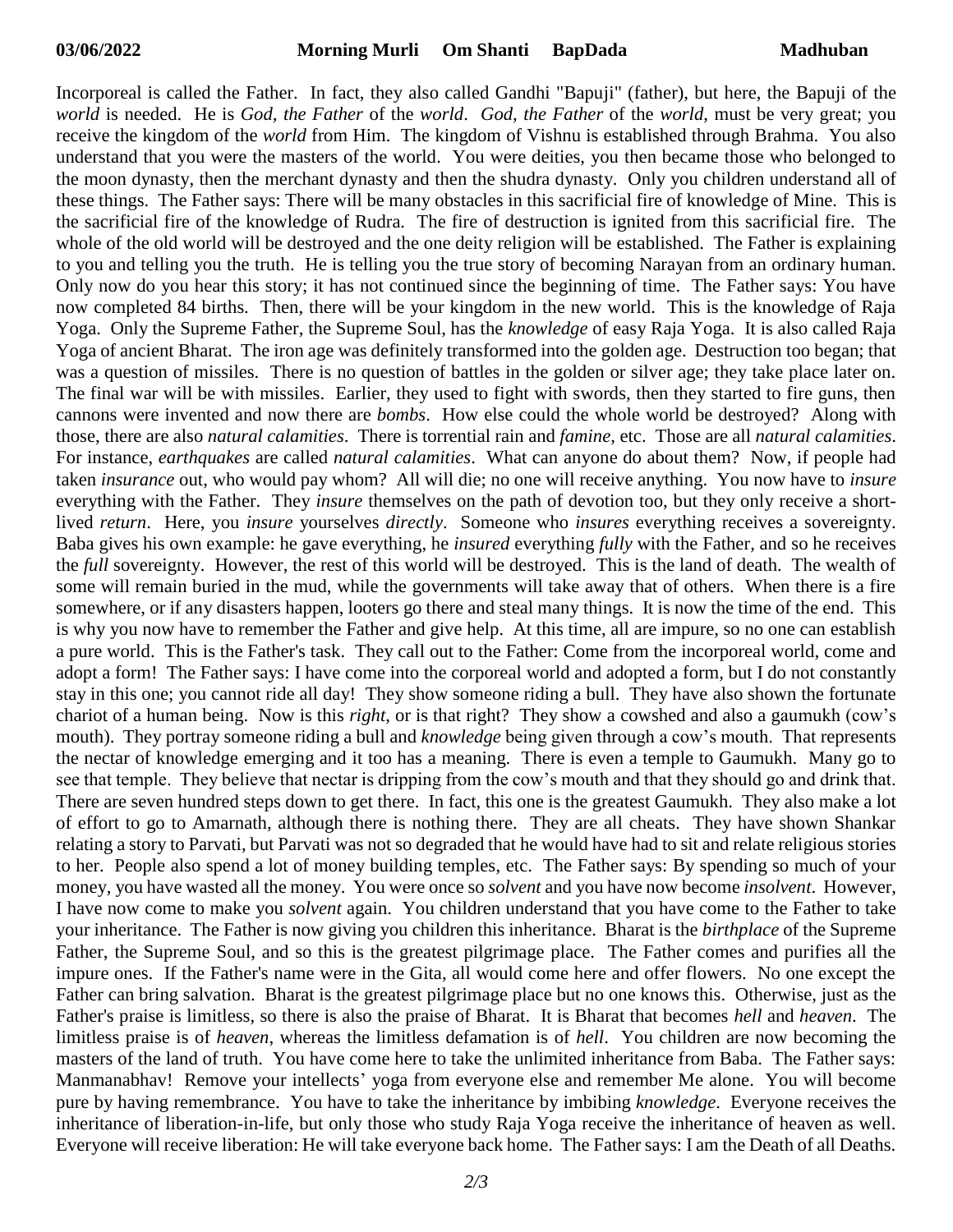Incorporeal is called the Father. In fact, they also called Gandhi "Bapuji" (father), but here, the Bapuji of the *world* is needed. He is *God, the Father* of the *world*. *God, the Father* of the *world*, must be very great; you receive the kingdom of the *world* from Him. The kingdom of Vishnu is established through Brahma. You also understand that you were the masters of the world. You were deities, you then became those who belonged to the moon dynasty, then the merchant dynasty and then the shudra dynasty. Only you children understand all of these things. The Father says: There will be many obstacles in this sacrificial fire of knowledge of Mine. This is the sacrificial fire of the knowledge of Rudra. The fire of destruction is ignited from this sacrificial fire. The whole of the old world will be destroyed and the one deity religion will be established. The Father is explaining to you and telling you the truth. He is telling you the true story of becoming Narayan from an ordinary human. Only now do you hear this story; it has not continued since the beginning of time. The Father says: You have now completed 84 births. Then, there will be your kingdom in the new world. This is the knowledge of Raja Yoga. Only the Supreme Father, the Supreme Soul, has the *knowledge* of easy Raja Yoga. It is also called Raja Yoga of ancient Bharat. The iron age was definitely transformed into the golden age. Destruction too began; that was a question of missiles. There is no question of battles in the golden or silver age; they take place later on. The final war will be with missiles. Earlier, they used to fight with swords, then they started to fire guns, then cannons were invented and now there are *bombs*. How else could the whole world be destroyed? Along with those, there are also *natural calamities*. There is torrential rain and *famine*, etc. Those are all *natural calamities*. For instance, *earthquakes* are called *natural calamities*. What can anyone do about them? Now, if people had taken *insurance* out, who would pay whom? All will die; no one will receive anything. You now have to *insure* everything with the Father. They *insure* themselves on the path of devotion too, but they only receive a short-lived *return*. Here, you *insure* yourselves *directly*. Someone who *insures* everything receives a sovereignty. Baba gives his own example: he gave everything, he *insured* everything *fully* with the Father, and so he receives the *full* sovereignty. However, the rest of this world will be destroyed. This is the land of death. The wealth of some will remain buried in the mud, while the governments will take away that of others. When there is a fire somewhere, or if any disasters happen, looters go there and steal many things. It is now the time of the end. This is why you now have to remember the Father and give help. At this time, all are impure, so no one can establish a pure world. This is the Father's task. They call out to the Father: Come from the incorporeal world, come and adopt a form! The Father says: I have come into the corporeal world and adopted a form, but I do not constantly stay in this one; you cannot ride all day! They show someone riding a bull. They have also shown the fortunate chariot of a human being. Now is this *right*, or is that right? They show a cowshed and also a gaumukh (cow's mouth). They portray someone riding a bull and *knowledge* being given through a cow's mouth. That represents the nectar of knowledge emerging and it too has a meaning. There is even a temple to Gaumukh. Many go to see that temple. They believe that nectar is dripping from the cow's mouth and that they should go and drink that. There are seven hundred steps down to get there. In fact, this one is the greatest Gaumukh. They also make a lot of effort to go to Amarnath, although there is nothing there. They are all cheats. They have shown Shankar relating a story to Parvati, but Parvati was not so degraded that he would have had to sit and relate religious stories to her. People also spend a lot of money building temples, etc. The Father says: By spending so much of your money, you have wasted all the money. You were once so *solvent* and you have now become *insolvent*. However, I have now come to make you *solvent* again. You children understand that you have come to the Father to take your inheritance. The Father is now giving you children this inheritance. Bharat is the *birthplace* of the Supreme Father, the Supreme Soul, and so this is the greatest pilgrimage place. The Father comes and purifies all the impure ones. If the Father's name were in the Gita, all would come here and offer flowers. No one except the Father can bring salvation. Bharat is the greatest pilgrimage place but no one knows this. Otherwise, just as the Father's praise is limitless, so there is also the praise of Bharat. It is Bharat that becomes *hell* and *heaven*. The limitless praise is of *heaven*, whereas the limitless defamation is of *hell*. You children are now becoming the masters of the land of truth. You have come here to take the unlimited inheritance from Baba. The Father says: Manmanabhav! Remove your intellects' yoga from everyone else and remember Me alone. You will become pure by having remembrance. You have to take the inheritance by imbibing *knowledge*. Everyone receives the inheritance of liberation-in-life, but only those who study Raja Yoga receive the inheritance of heaven as well. Everyone will receive liberation: He will take everyone back home. The Father says: I am the Death of all Deaths.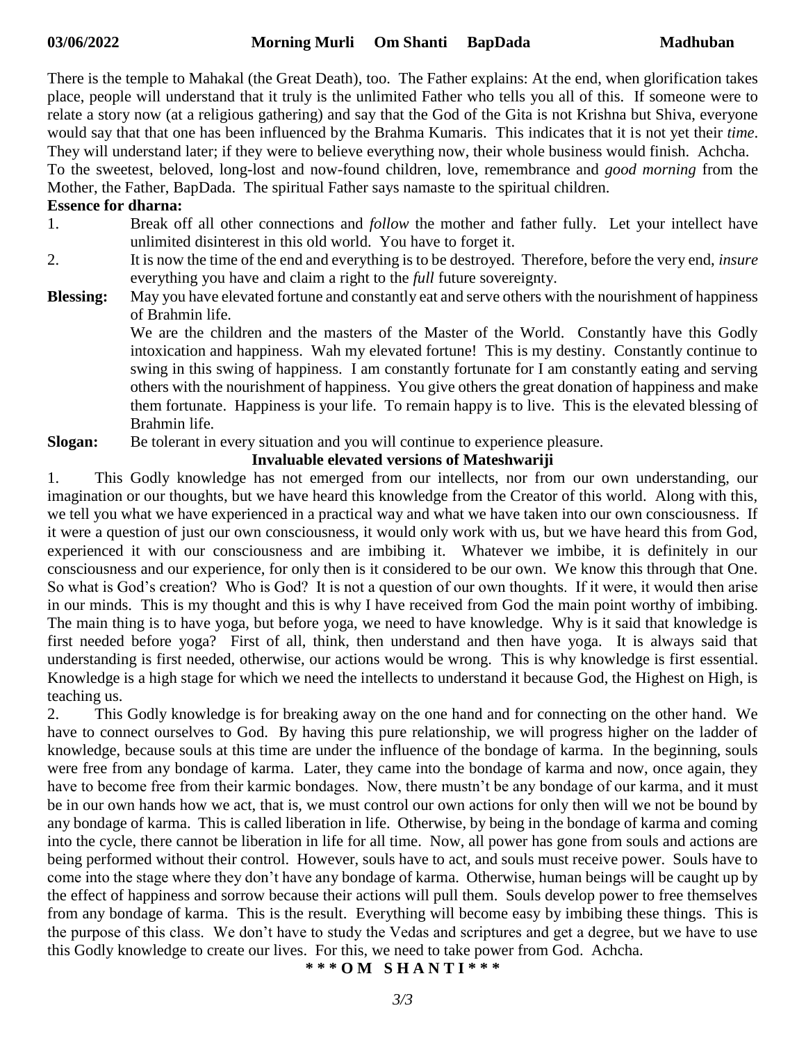There is the temple to Mahakal (the Great Death), too. The Father explains: At the end, when glorification takes place, people will understand that it truly is the unlimited Father who tells you all of this. If someone were to relate a story now (at a religious gathering) and say that the God of the Gita is not Krishna but Shiva, everyone would say that that one has been influenced by the Brahma Kumaris. This indicates that it is not yet their *time*. They will understand later; if they were to believe everything now, their whole business would finish. Achcha.

To the sweetest, beloved, long-lost and now-found children, love, remembrance and *good morning* from the Mother, the Father, BapDada. The spiritual Father says namaste to the spiritual children.

**Essence for dharna:**

1. Break off all other connections and *follow* the mother and father fully. Let your intellect have unlimited disinterest in this old world. You have to forget it.
2. It is now the time of the end and everything is to be destroyed. Therefore, before the very end, *insure* everything you have and claim a right to the *full* future sovereignty.

**Blessing:** May you have elevated fortune and constantly eat and serve others with the nourishment of happiness of Brahmin life.

We are the children and the masters of the Master of the World. Constantly have this Godly intoxication and happiness. Wah my elevated fortune! This is my destiny. Constantly continue to swing in this swing of happiness. I am constantly fortunate for I am constantly eating and serving others with the nourishment of happiness. You give others the great donation of happiness and make them fortunate. Happiness is your life. To remain happy is to live. This is the elevated blessing of Brahmin life.

**Slogan:** Be tolerant in every situation and you will continue to experience pleasure.

**Invaluable elevated versions of Mateshwariji**

1. This Godly knowledge has not emerged from our intellects, nor from our own understanding, our imagination or our thoughts, but we have heard this knowledge from the Creator of this world. Along with this, we tell you what we have experienced in a practical way and what we have taken into our own consciousness. If it were a question of just our own consciousness, it would only work with us, but we have heard this from God, experienced it with our consciousness and are imbibing it. Whatever we imbibe, it is definitely in our consciousness and our experience, for only then is it considered to be our own. We know this through that One. So what is God's creation? Who is God? It is not a question of our own thoughts. If it were, it would then arise in our minds. This is my thought and this is why I have received from God the main point worthy of imbibing. The main thing is to have yoga, but before yoga, we need to have knowledge. Why is it said that knowledge is first needed before yoga? First of all, think, then understand and then have yoga. It is always said that understanding is first needed, otherwise, our actions would be wrong. This is why knowledge is first essential. Knowledge is a high stage for which we need the intellects to understand it because God, the Highest on High, is teaching us.

2. This Godly knowledge is for breaking away on the one hand and for connecting on the other hand. We have to connect ourselves to God. By having this pure relationship, we will progress higher on the ladder of knowledge, because souls at this time are under the influence of the bondage of karma. In the beginning, souls were free from any bondage of karma. Later, they came into the bondage of karma and now, once again, they have to become free from their karmic bondages. Now, there mustn't be any bondage of our karma, and it must be in our own hands how we act, that is, we must control our own actions for only then will we not be bound by any bondage of karma. This is called liberation in life. Otherwise, by being in the bondage of karma and coming into the cycle, there cannot be liberation in life for all time. Now, all power has gone from souls and actions are being performed without their control. However, souls have to act, and souls must receive power. Souls have to come into the stage where they don't have any bondage of karma. Otherwise, human beings will be caught up by the effect of happiness and sorrow because their actions will pull them. Souls develop power to free themselves from any bondage of karma. This is the result. Everything will become easy by imbibing these things. This is the purpose of this class. We don't have to study the Vedas and scriptures and get a degree, but we have to use this Godly knowledge to create our lives. For this, we need to take power from God. Achcha.

**\* \* \* O M S H A N T I \* \* \***